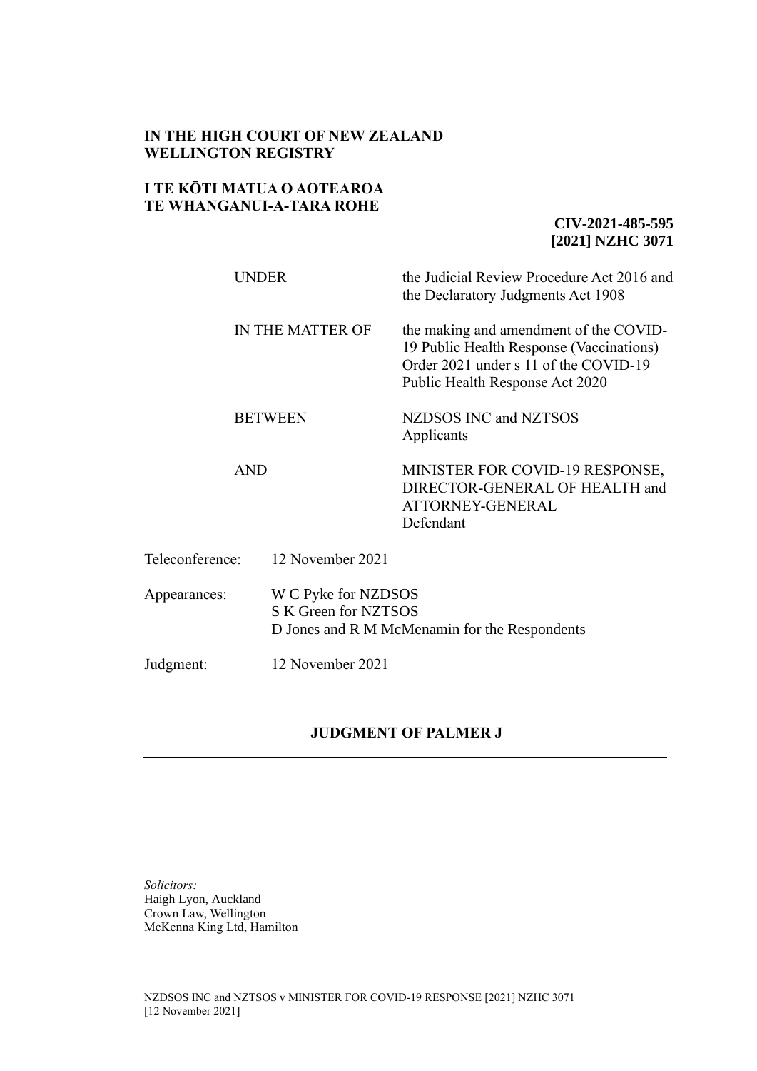**IN THE HIGH COURT OF NEW ZEALAND**
**WELLINGTON REGISTRY**

**I TE KŌTI MATUA O AOTEAROA**
**TE WHANGANUI-A-TARA ROHE**

**CIV-2021-485-595**
**[2021] NZHC 3071**

| | |
|---|---|
| UNDER | the Judicial Review Procedure Act 2016 and the Declaratory Judgments Act 1908 |
| IN THE MATTER OF | the making and amendment of the COVID-19 Public Health Response (Vaccinations) Order 2021 under s 11 of the COVID-19 Public Health Response Act 2020 |
| BETWEEN | NZDSOS INC and NZTSOS<br>Applicants |
| AND | MINISTER FOR COVID-19 RESPONSE, DIRECTOR-GENERAL OF HEALTH and ATTORNEY-GENERAL<br>Defendant |

Teleconference: 12 November 2021

Appearances: W C Pyke for NZDSOS
S K Green for NZTSOS
D Jones and R M McMenamin for the Respondents

Judgment: 12 November 2021

---

## JUDGMENT OF PALMER J

---

*Solicitors:*
Haigh Lyon, Auckland
Crown Law, Wellington
McKenna King Ltd, Hamilton

NZDSOS INC and NZTSOS v MINISTER FOR COVID-19 RESPONSE [2021] NZHC 3071
[12 November 2021]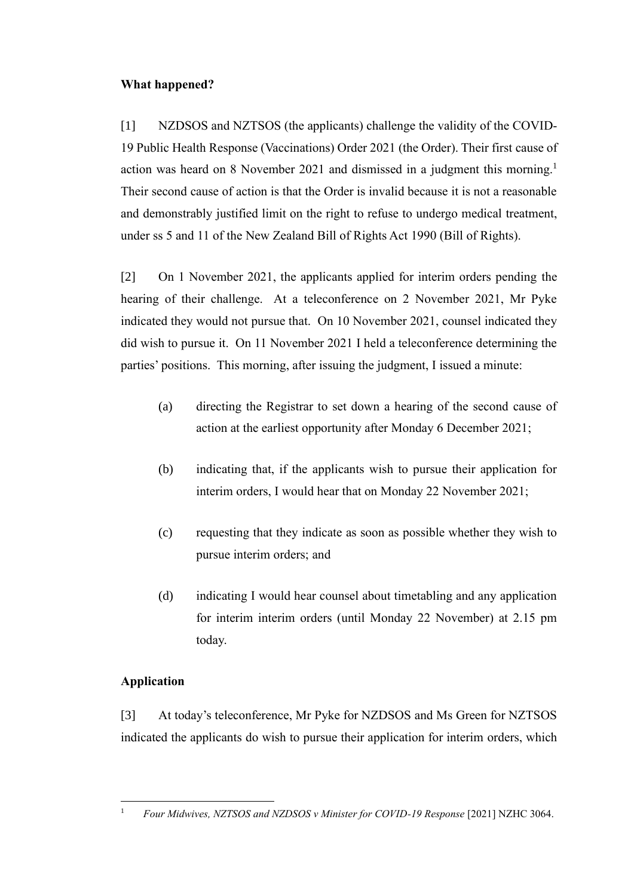## What happened?

[1] NZDSOS and NZTSOS (the applicants) challenge the validity of the COVID-19 Public Health Response (Vaccinations) Order 2021 (the Order). Their first cause of action was heard on 8 November 2021 and dismissed in a judgment this morning.[1] Their second cause of action is that the Order is invalid because it is not a reasonable and demonstrably justified limit on the right to refuse to undergo medical treatment, under ss 5 and 11 of the New Zealand Bill of Rights Act 1990 (Bill of Rights).

[2] On 1 November 2021, the applicants applied for interim orders pending the hearing of their challenge. At a teleconference on 2 November 2021, Mr Pyke indicated they would not pursue that. On 10 November 2021, counsel indicated they did wish to pursue it. On 11 November 2021 I held a teleconference determining the parties' positions. This morning, after issuing the judgment, I issued a minute:

(a) directing the Registrar to set down a hearing of the second cause of action at the earliest opportunity after Monday 6 December 2021;

(b) indicating that, if the applicants wish to pursue their application for interim orders, I would hear that on Monday 22 November 2021;

(c) requesting that they indicate as soon as possible whether they wish to pursue interim orders; and

(d) indicating I would hear counsel about timetabling and any application for interim interim orders (until Monday 22 November) at 2.15 pm today.

## Application

[3] At today's teleconference, Mr Pyke for NZDSOS and Ms Green for NZTSOS indicated the applicants do wish to pursue their application for interim orders, which

[1] *Four Midwives, NZTSOS and NZDSOS v Minister for COVID-19 Response* [2021] NZHC 3064.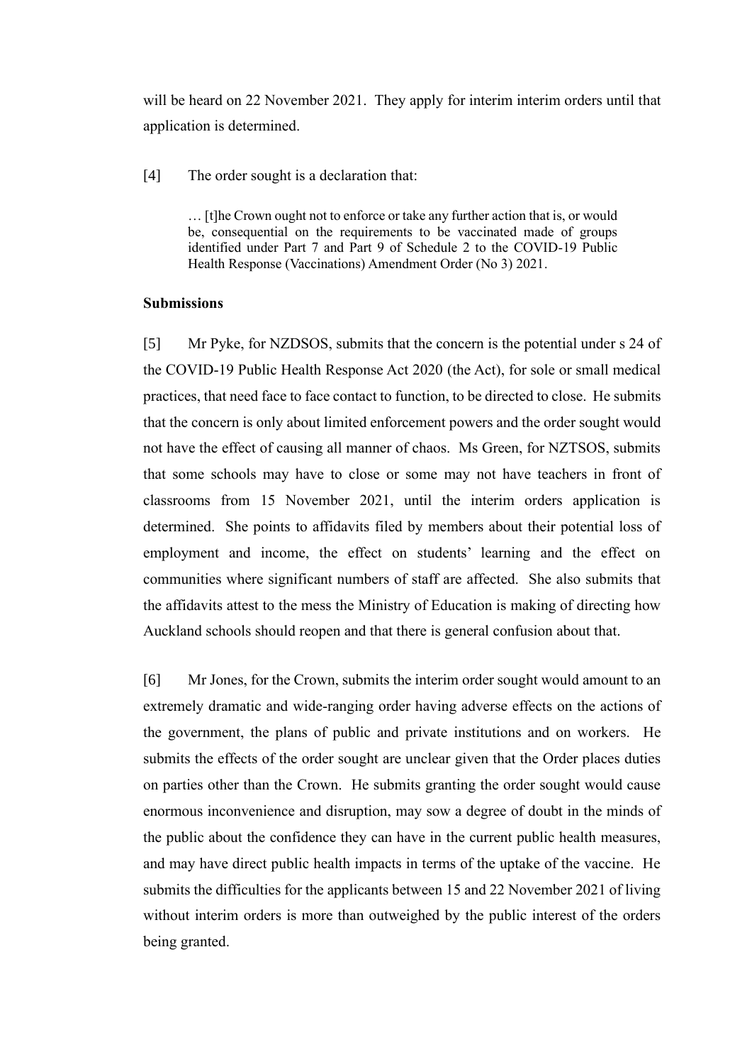will be heard on 22 November 2021. They apply for interim interim orders until that application is determined.

[4] The order sought is a declaration that:

> … [t]he Crown ought not to enforce or take any further action that is, or would be, consequential on the requirements to be vaccinated made of groups identified under Part 7 and Part 9 of Schedule 2 to the COVID-19 Public Health Response (Vaccinations) Amendment Order (No 3) 2021.

**Submissions**

[5] Mr Pyke, for NZDSOS, submits that the concern is the potential under s 24 of the COVID-19 Public Health Response Act 2020 (the Act), for sole or small medical practices, that need face to face contact to function, to be directed to close. He submits that the concern is only about limited enforcement powers and the order sought would not have the effect of causing all manner of chaos. Ms Green, for NZTSOS, submits that some schools may have to close or some may not have teachers in front of classrooms from 15 November 2021, until the interim orders application is determined. She points to affidavits filed by members about their potential loss of employment and income, the effect on students' learning and the effect on communities where significant numbers of staff are affected. She also submits that the affidavits attest to the mess the Ministry of Education is making of directing how Auckland schools should reopen and that there is general confusion about that.

[6] Mr Jones, for the Crown, submits the interim order sought would amount to an extremely dramatic and wide-ranging order having adverse effects on the actions of the government, the plans of public and private institutions and on workers. He submits the effects of the order sought are unclear given that the Order places duties on parties other than the Crown. He submits granting the order sought would cause enormous inconvenience and disruption, may sow a degree of doubt in the minds of the public about the confidence they can have in the current public health measures, and may have direct public health impacts in terms of the uptake of the vaccine. He submits the difficulties for the applicants between 15 and 22 November 2021 of living without interim orders is more than outweighed by the public interest of the orders being granted.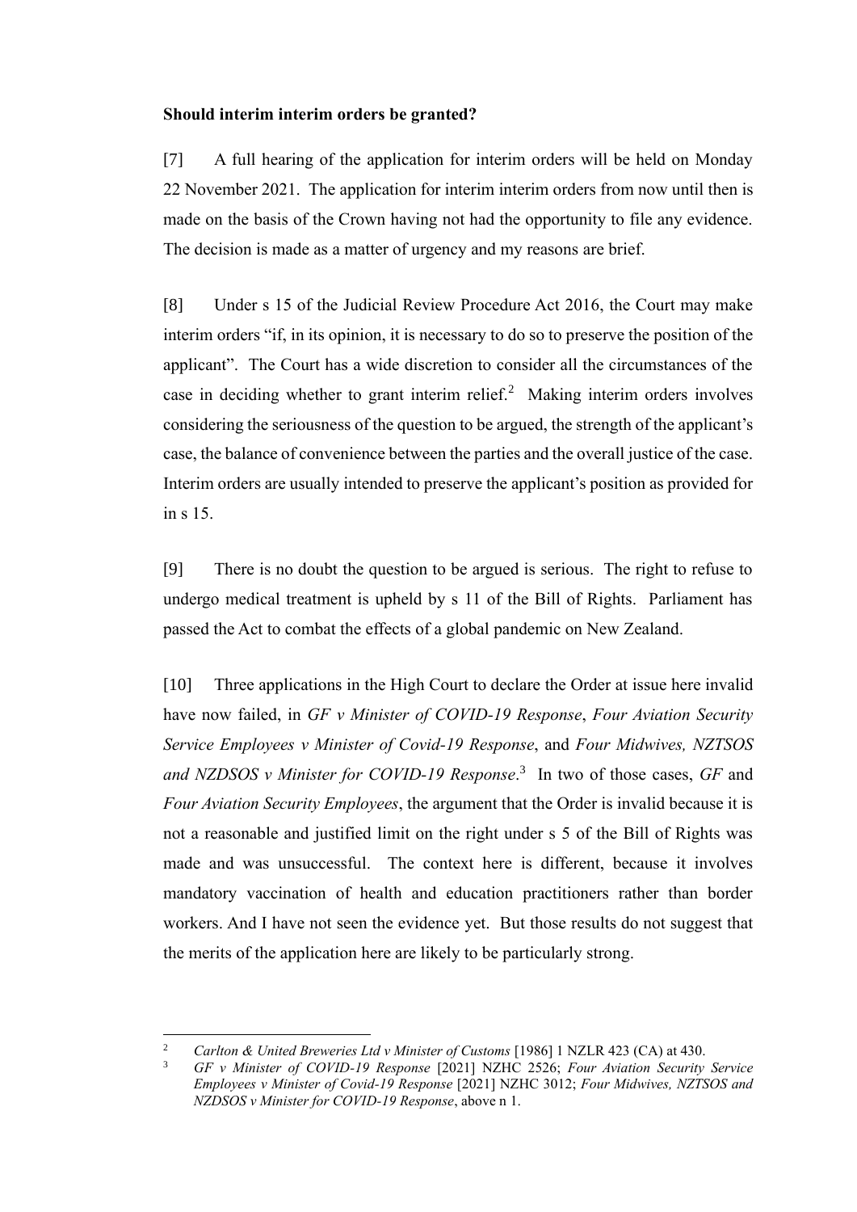**Should interim interim orders be granted?**

[7] A full hearing of the application for interim orders will be held on Monday 22 November 2021. The application for interim interim orders from now until then is made on the basis of the Crown having not had the opportunity to file any evidence. The decision is made as a matter of urgency and my reasons are brief.

[8] Under s 15 of the Judicial Review Procedure Act 2016, the Court may make interim orders "if, in its opinion, it is necessary to do so to preserve the position of the applicant". The Court has a wide discretion to consider all the circumstances of the case in deciding whether to grant interim relief.[2] Making interim orders involves considering the seriousness of the question to be argued, the strength of the applicant's case, the balance of convenience between the parties and the overall justice of the case. Interim orders are usually intended to preserve the applicant's position as provided for in s 15.

[9] There is no doubt the question to be argued is serious. The right to refuse to undergo medical treatment is upheld by s 11 of the Bill of Rights. Parliament has passed the Act to combat the effects of a global pandemic on New Zealand.

[10] Three applications in the High Court to declare the Order at issue here invalid have now failed, in *GF v Minister of COVID-19 Response*, *Four Aviation Security Service Employees v Minister of Covid-19 Response*, and *Four Midwives, NZTSOS and NZDSOS v Minister for COVID-19 Response*.[3] In two of those cases, *GF* and *Four Aviation Security Employees*, the argument that the Order is invalid because it is not a reasonable and justified limit on the right under s 5 of the Bill of Rights was made and was unsuccessful. The context here is different, because it involves mandatory vaccination of health and education practitioners rather than border workers. And I have not seen the evidence yet. But those results do not suggest that the merits of the application here are likely to be particularly strong.

---

[2] *Carlton & United Breweries Ltd v Minister of Customs* [1986] 1 NZLR 423 (CA) at 430.

[3] *GF v Minister of COVID-19 Response* [2021] NZHC 2526; *Four Aviation Security Service Employees v Minister of Covid-19 Response* [2021] NZHC 3012; *Four Midwives, NZTSOS and NZDSOS v Minister for COVID-19 Response*, above n 1.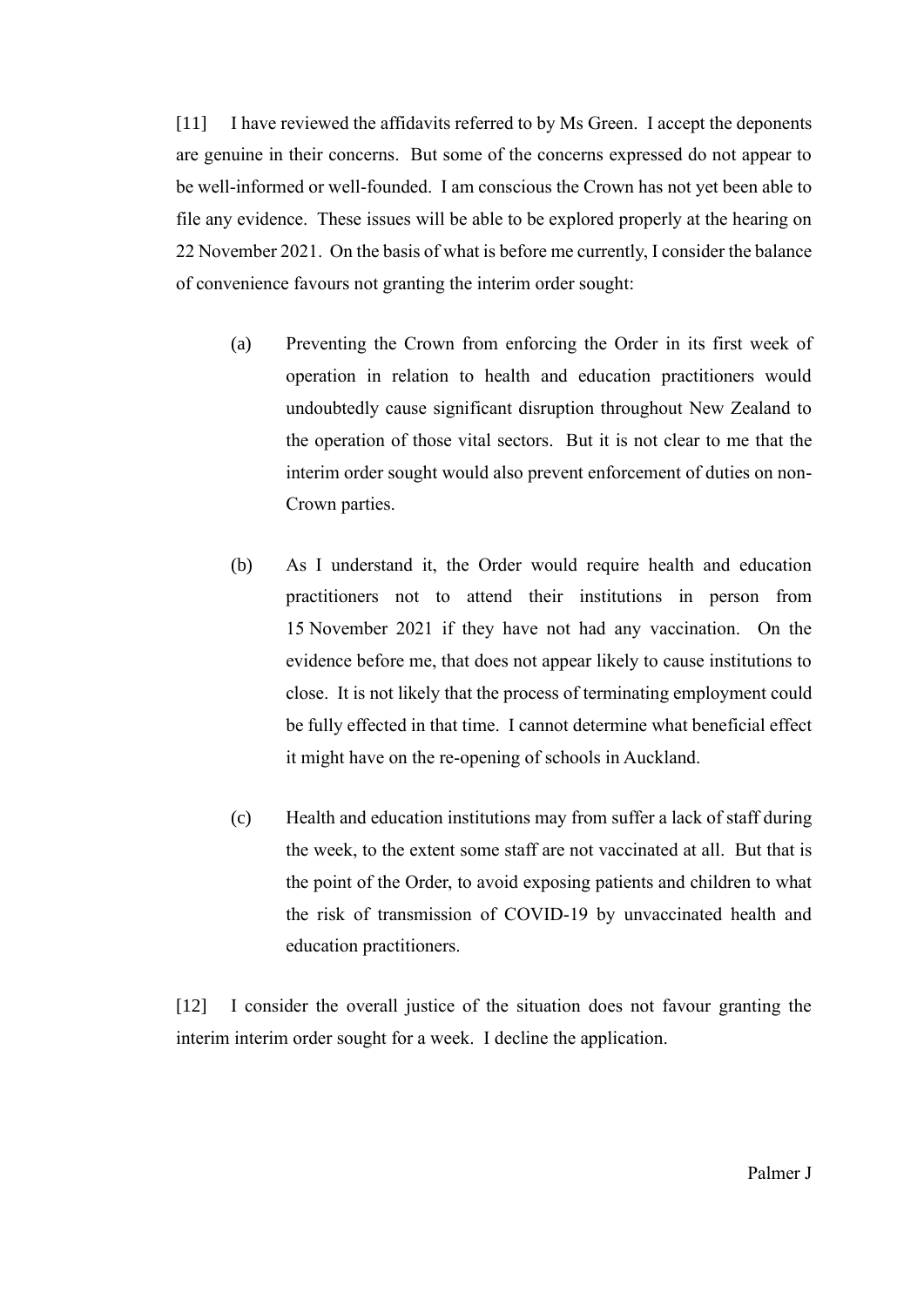[11] I have reviewed the affidavits referred to by Ms Green. I accept the deponents are genuine in their concerns. But some of the concerns expressed do not appear to be well-informed or well-founded. I am conscious the Crown has not yet been able to file any evidence. These issues will be able to be explored properly at the hearing on 22 November 2021. On the basis of what is before me currently, I consider the balance of convenience favours not granting the interim order sought:

(a) Preventing the Crown from enforcing the Order in its first week of operation in relation to health and education practitioners would undoubtedly cause significant disruption throughout New Zealand to the operation of those vital sectors. But it is not clear to me that the interim order sought would also prevent enforcement of duties on non-Crown parties.

(b) As I understand it, the Order would require health and education practitioners not to attend their institutions in person from 15 November 2021 if they have not had any vaccination. On the evidence before me, that does not appear likely to cause institutions to close. It is not likely that the process of terminating employment could be fully effected in that time. I cannot determine what beneficial effect it might have on the re-opening of schools in Auckland.

(c) Health and education institutions may from suffer a lack of staff during the week, to the extent some staff are not vaccinated at all. But that is the point of the Order, to avoid exposing patients and children to what the risk of transmission of COVID-19 by unvaccinated health and education practitioners.

[12] I consider the overall justice of the situation does not favour granting the interim interim order sought for a week. I decline the application.

Palmer J